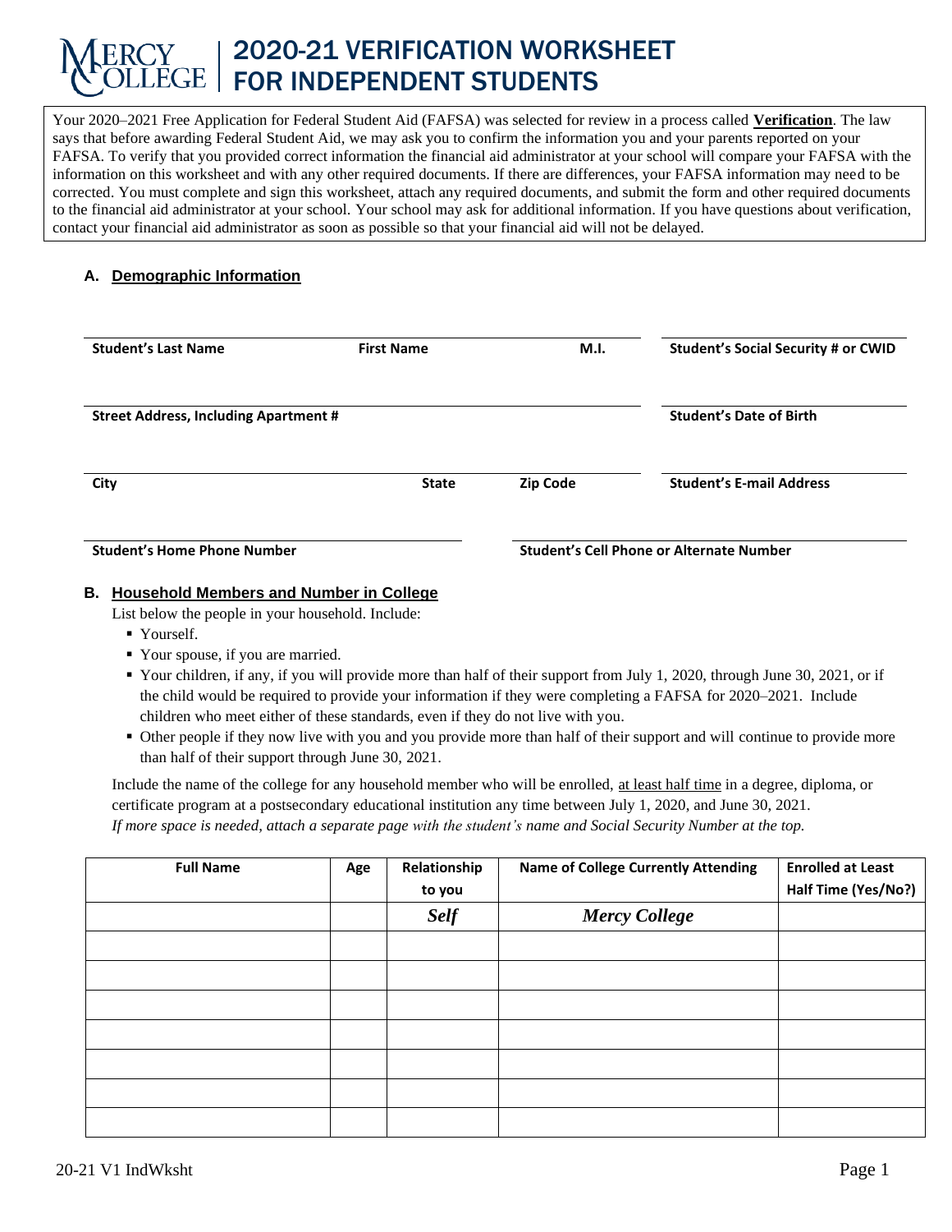# MERCY COLLEGE | 2020-21 VERIFICATION WORKSHEET FOR INDEPENDENT STUDENTS

Your 2020–2021 Free Application for Federal Student Aid (FAFSA) was selected for review in a process called **Verification**. The law says that before awarding Federal Student Aid, we may ask you to confirm the information you and your parents reported on your FAFSA. To verify that you provided correct information the financial aid administrator at your school will compare your FAFSA with the information on this worksheet and with any other required documents. If there are differences, your FAFSA information may need to be corrected. You must complete and sign this worksheet, attach any required documents, and submit the form and other required documents to the financial aid administrator at your school. Your school may ask for additional information. If you have questions about verification, contact your financial aid administrator as soon as possible so that your financial aid will not be delayed.

## A. Demographic Information

**Student's Last Name** | **First Name** | **M.I.** | **Student's Social Security # or CWID**

**Street Address, Including Apartment #** | **Student's Date of Birth**

**City** | **State** | **Zip Code** | **Student's E-mail Address**

**Student's Home Phone Number** | **Student's Cell Phone or Alternate Number**

## B. Household Members and Number in College

List below the people in your household. Include:

- Yourself.
- Your spouse, if you are married.
- Your children, if any, if you will provide more than half of their support from July 1, 2020, through June 30, 2021, or if the child would be required to provide your information if they were completing a FAFSA for 2020–2021. Include children who meet either of these standards, even if they do not live with you.
- Other people if they now live with you and you provide more than half of their support and will continue to provide more than half of their support through June 30, 2021.

Include the name of the college for any household member who will be enrolled, at least half time in a degree, diploma, or certificate program at a postsecondary educational institution any time between July 1, 2020, and June 30, 2021.
*If more space is needed, attach a separate page with the student's name and Social Security Number at the top.*

| Full Name | Age | Relationship to you | Name of College Currently Attending | Enrolled at Least Half Time (Yes/No?) |
|---|---|---|---|---|
| | | ***Self*** | ***Mercy College*** | |
| | | | | |
| | | | | |
| | | | | |
| | | | | |
| | | | | |
| | | | | |
| | | | | |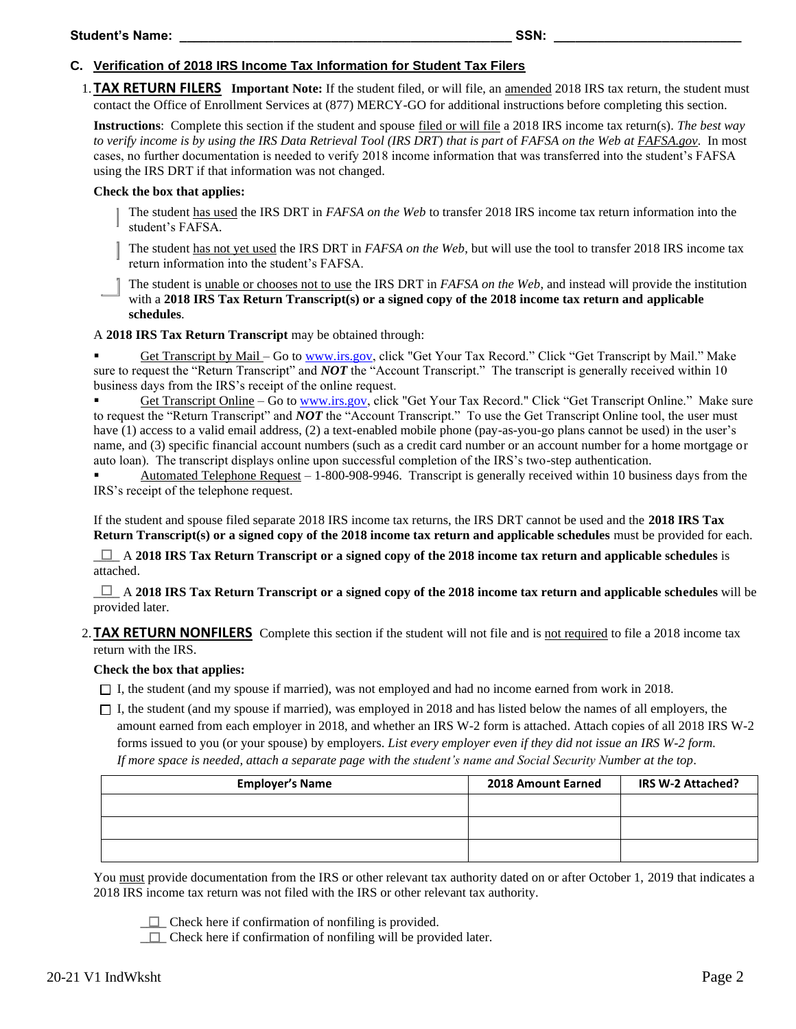**Student's Name:** ________________________________________ **SSN:** ______________________

## C. Verification of 2018 IRS Income Tax Information for Student Tax Filers

1. **TAX RETURN FILERS** **Important Note:** If the student filed, or will file, an amended 2018 IRS tax return, the student must contact the Office of Enrollment Services at (877) MERCY-GO for additional instructions before completing this section.

**Instructions**: Complete this section if the student and spouse filed or will file a 2018 IRS income tax return(s). *The best way to verify income is by using the IRS Data Retrieval Tool (IRS DRT) that is part of FAFSA on the Web at FAFSA.gov*. In most cases, no further documentation is needed to verify 2018 income information that was transferred into the student's FAFSA using the IRS DRT if that information was not changed.

**Check the box that applies:**

- ☐ The student has used the IRS DRT in *FAFSA on the Web* to transfer 2018 IRS income tax return information into the student's FAFSA.
- ☐ The student has not yet used the IRS DRT in *FAFSA on the Web*, but will use the tool to transfer 2018 IRS income tax return information into the student's FAFSA.
- ☐ The student is unable or chooses not to use the IRS DRT in *FAFSA on the Web*, and instead will provide the institution with a **2018 IRS Tax Return Transcript(s) or a signed copy of the 2018 income tax return and applicable schedules**.

A **2018 IRS Tax Return Transcript** may be obtained through:

- Get Transcript by Mail – Go to www.irs.gov, click "Get Your Tax Record." Click "Get Transcript by Mail." Make sure to request the "Return Transcript" and ***NOT*** the "Account Transcript." The transcript is generally received within 10 business days from the IRS's receipt of the online request.
- Get Transcript Online – Go to www.irs.gov, click "Get Your Tax Record." Click "Get Transcript Online." Make sure to request the "Return Transcript" and ***NOT*** the "Account Transcript." To use the Get Transcript Online tool, the user must have (1) access to a valid email address, (2) a text-enabled mobile phone (pay-as-you-go plans cannot be used) in the user's name, and (3) specific financial account numbers (such as a credit card number or an account number for a home mortgage or auto loan). The transcript displays online upon successful completion of the IRS's two-step authentication.
- Automated Telephone Request – 1-800-908-9946. Transcript is generally received within 10 business days from the IRS's receipt of the telephone request.

If the student and spouse filed separate 2018 IRS income tax returns, the IRS DRT cannot be used and the **2018 IRS Tax Return Transcript(s) or a signed copy of the 2018 income tax return and applicable schedules** must be provided for each.

☐ A **2018 IRS Tax Return Transcript or a signed copy of the 2018 income tax return and applicable schedules** is attached.

☐ A **2018 IRS Tax Return Transcript or a signed copy of the 2018 income tax return and applicable schedules** will be provided later.

2. **TAX RETURN NONFILERS** Complete this section if the student will not file and is not required to file a 2018 income tax return with the IRS.

**Check the box that applies:**

- ☐ I, the student (and my spouse if married), was not employed and had no income earned from work in 2018.
- ☐ I, the student (and my spouse if married), was employed in 2018 and has listed below the names of all employers, the amount earned from each employer in 2018, and whether an IRS W-2 form is attached. Attach copies of all 2018 IRS W-2 forms issued to you (or your spouse) by employers. *List every employer even if they did not issue an IRS W-2 form. If more space is needed, attach a separate page with the student's name and Social Security Number at the top*.

| Employer's Name | 2018 Amount Earned | IRS W-2 Attached? |
|---|---|---|
| | | |
| | | |
| | | |

You must provide documentation from the IRS or other relevant tax authority dated on or after October 1, 2019 that indicates a 2018 IRS income tax return was not filed with the IRS or other relevant tax authority.

☐ Check here if confirmation of nonfiling is provided.
☐ Check here if confirmation of nonfiling will be provided later.

20-21 V1 IndWksht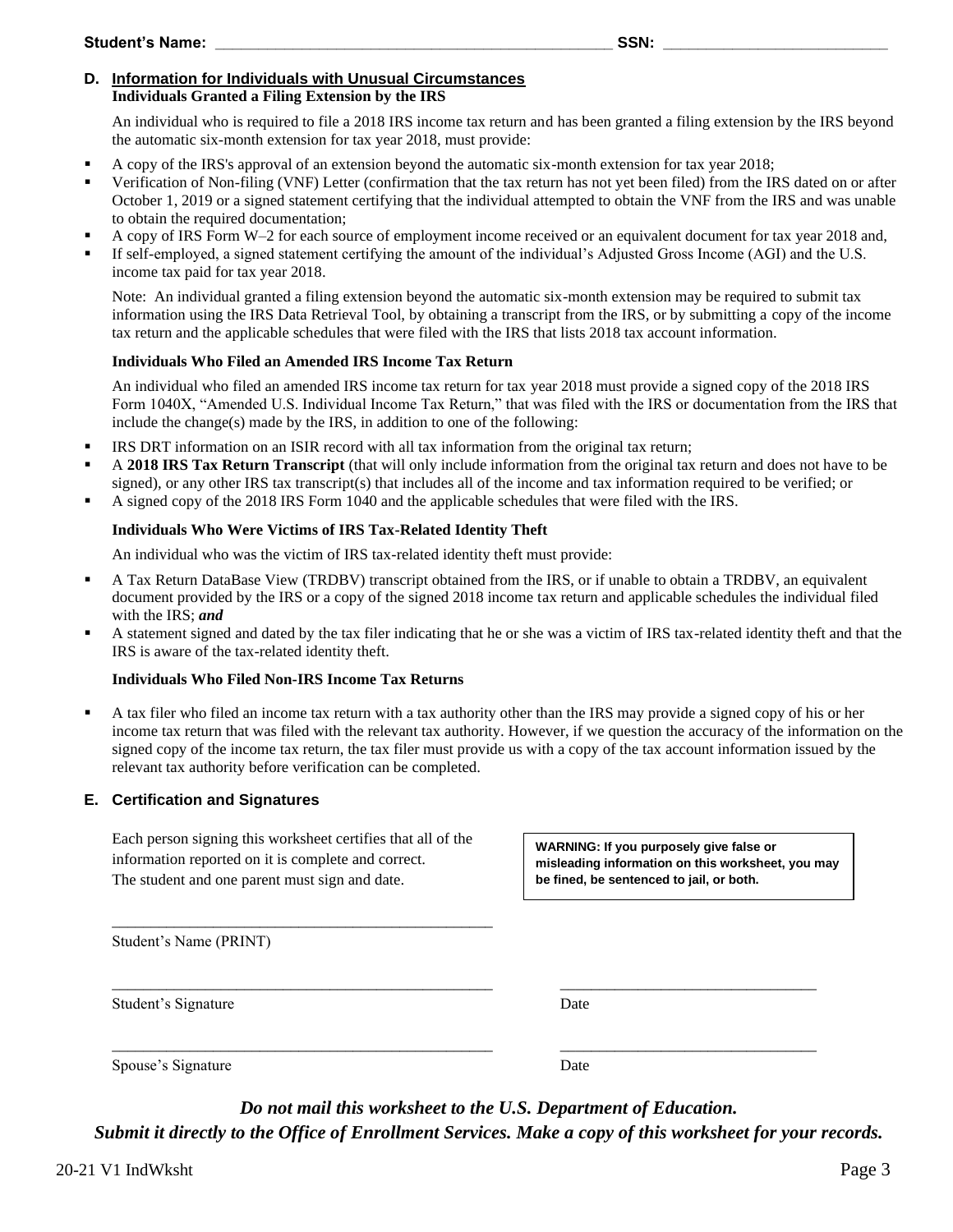Student's Name: ______________________________ SSN: ____________________

## D. Information for Individuals with Unusual Circumstances

### Individuals Granted a Filing Extension by the IRS

An individual who is required to file a 2018 IRS income tax return and has been granted a filing extension by the IRS beyond the automatic six-month extension for tax year 2018, must provide:

- A copy of the IRS's approval of an extension beyond the automatic six-month extension for tax year 2018;
- Verification of Non-filing (VNF) Letter (confirmation that the tax return has not yet been filed) from the IRS dated on or after October 1, 2019 or a signed statement certifying that the individual attempted to obtain the VNF from the IRS and was unable to obtain the required documentation;
- A copy of IRS Form W–2 for each source of employment income received or an equivalent document for tax year 2018 and,
- If self-employed, a signed statement certifying the amount of the individual's Adjusted Gross Income (AGI) and the U.S. income tax paid for tax year 2018.

Note: An individual granted a filing extension beyond the automatic six-month extension may be required to submit tax information using the IRS Data Retrieval Tool, by obtaining a transcript from the IRS, or by submitting a copy of the income tax return and the applicable schedules that were filed with the IRS that lists 2018 tax account information.

### Individuals Who Filed an Amended IRS Income Tax Return

An individual who filed an amended IRS income tax return for tax year 2018 must provide a signed copy of the 2018 IRS Form 1040X, "Amended U.S. Individual Income Tax Return," that was filed with the IRS or documentation from the IRS that include the change(s) made by the IRS, in addition to one of the following:

- IRS DRT information on an ISIR record with all tax information from the original tax return;
- A **2018 IRS Tax Return Transcript** (that will only include information from the original tax return and does not have to be signed), or any other IRS tax transcript(s) that includes all of the income and tax information required to be verified; or
- A signed copy of the 2018 IRS Form 1040 and the applicable schedules that were filed with the IRS.

### Individuals Who Were Victims of IRS Tax-Related Identity Theft

An individual who was the victim of IRS tax-related identity theft must provide:

- A Tax Return DataBase View (TRDBV) transcript obtained from the IRS, or if unable to obtain a TRDBV, an equivalent document provided by the IRS or a copy of the signed 2018 income tax return and applicable schedules the individual filed with the IRS; ***and***
- A statement signed and dated by the tax filer indicating that he or she was a victim of IRS tax-related identity theft and that the IRS is aware of the tax-related identity theft.

### Individuals Who Filed Non-IRS Income Tax Returns

- A tax filer who filed an income tax return with a tax authority other than the IRS may provide a signed copy of his or her income tax return that was filed with the relevant tax authority. However, if we question the accuracy of the information on the signed copy of the income tax return, the tax filer must provide us with a copy of the tax account information issued by the relevant tax authority before verification can be completed.

## E. Certification and Signatures

Each person signing this worksheet certifies that all of the information reported on it is complete and correct. The student and one parent must sign and date.

**WARNING: If you purposely give false or misleading information on this worksheet, you may be fined, be sentenced to jail, or both.**

______________________________
Student's Name (PRINT)

______________________________ ____________________
Student's Signature Date

______________________________ ____________________
Spouse's Signature Date

***Do not mail this worksheet to the U.S. Department of Education.***
***Submit it directly to the Office of Enrollment Services. Make a copy of this worksheet for your records.***

20-21 V1 IndWksht